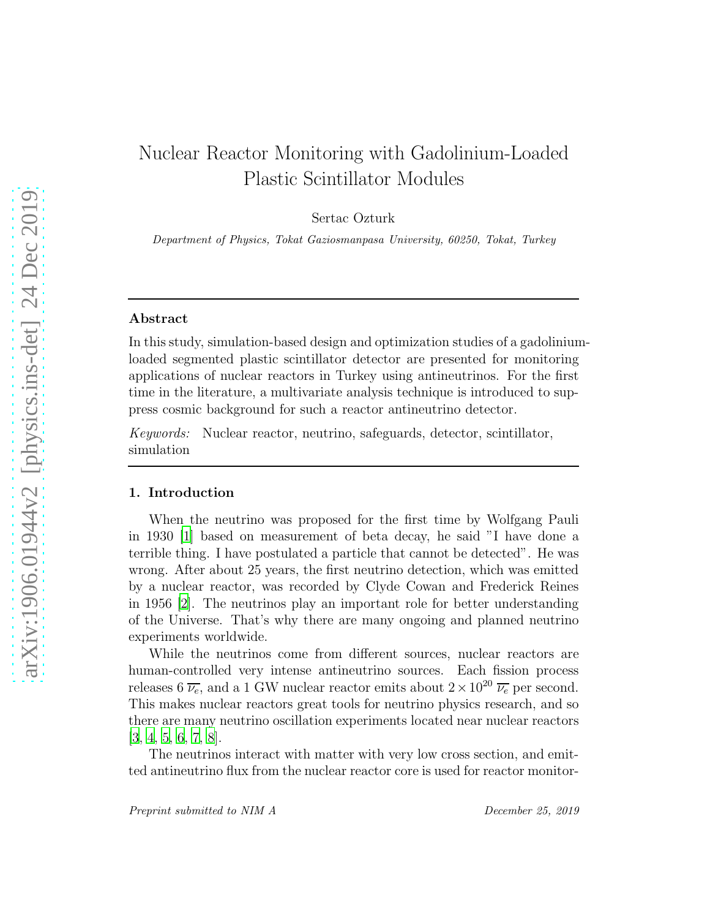# Nuclear Reactor Monitoring with Gadolinium-Loaded Plastic Scintillator Modules

Sertac Ozturk

*Department of Physics, Tokat Gaziosmanpasa University, 60250, Tokat, Turkey*

---

## Abstract

In this study, simulation-based design and optimization studies of a gadolinium-loaded segmented plastic scintillator detector are presented for monitoring applications of nuclear reactors in Turkey using antineutrinos. For the first time in the literature, a multivariate analysis technique is introduced to suppress cosmic background for such a reactor antineutrino detector.

*Keywords:* Nuclear reactor, neutrino, safeguards, detector, scintillator, simulation

---

## 1. Introduction

When the neutrino was proposed for the first time by Wolfgang Pauli in 1930 [1] based on measurement of beta decay, he said "I have done a terrible thing. I have postulated a particle that cannot be detected". He was wrong. After about 25 years, the first neutrino detection, which was emitted by a nuclear reactor, was recorded by Clyde Cowan and Frederick Reines in 1956 [2]. The neutrinos play an important role for better understanding of the Universe. That's why there are many ongoing and planned neutrino experiments worldwide.

While the neutrinos come from different sources, nuclear reactors are human-controlled very intense antineutrino sources. Each fission process releases 6 $\overline{\nu_e}$, and a 1 GW nuclear reactor emits about $2 \times 10^{20}$ $\overline{\nu_e}$ per second. This makes nuclear reactors great tools for neutrino physics research, and so there are many neutrino oscillation experiments located near nuclear reactors [3, 4, 5, 6, 7, 8].

The neutrinos interact with matter with very low cross section, and emitted antineutrino flux from the nuclear reactor core is used for reactor monitor-

*Preprint submitted to NIM A* *December 25, 2019*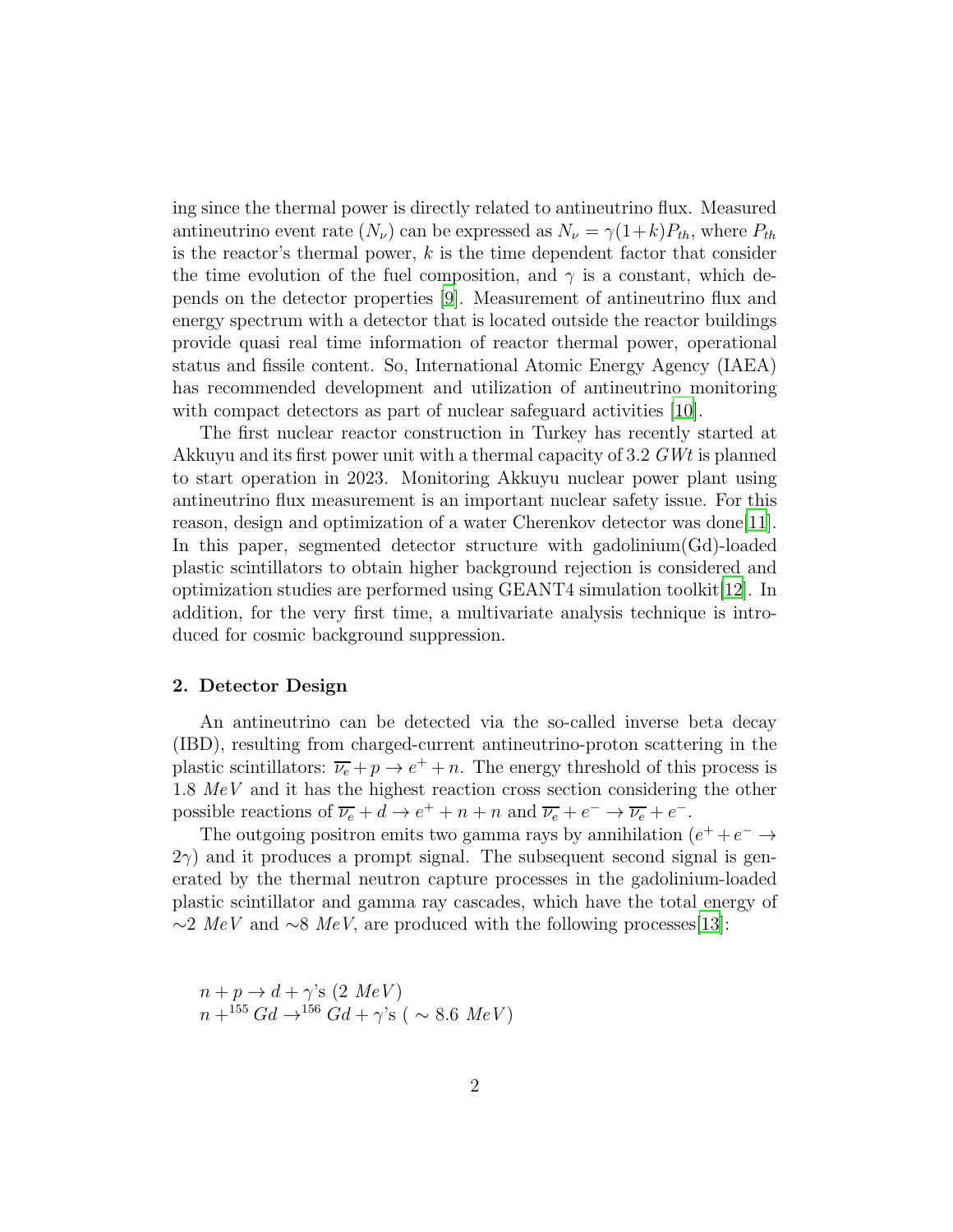ing since the thermal power is directly related to antineutrino flux. Measured antineutrino event rate ($N_\nu$) can be expressed as $N_\nu = \gamma(1+k)P_{th}$, where $P_{th}$ is the reactor's thermal power, $k$ is the time dependent factor that consider the time evolution of the fuel composition, and $\gamma$ is a constant, which depends on the detector properties [9]. Measurement of antineutrino flux and energy spectrum with a detector that is located outside the reactor buildings provide quasi real time information of reactor thermal power, operational status and fissile content. So, International Atomic Energy Agency (IAEA) has recommended development and utilization of antineutrino monitoring with compact detectors as part of nuclear safeguard activities [10].

The first nuclear reactor construction in Turkey has recently started at Akkuyu and its first power unit with a thermal capacity of 3.2 $GWt$ is planned to start operation in 2023. Monitoring Akkuyu nuclear power plant using antineutrino flux measurement is an important nuclear safety issue. For this reason, design and optimization of a water Cherenkov detector was done[11]. In this paper, segmented detector structure with gadolinium(Gd)-loaded plastic scintillators to obtain higher background rejection is considered and optimization studies are performed using GEANT4 simulation toolkit[12]. In addition, for the very first time, a multivariate analysis technique is introduced for cosmic background suppression.

## 2. Detector Design

An antineutrino can be detected via the so-called inverse beta decay (IBD), resulting from charged-current antineutrino-proton scattering in the plastic scintillators: $\overline{\nu_e} + p \rightarrow e^+ + n$. The energy threshold of this process is 1.8 $MeV$ and it has the highest reaction cross section considering the other possible reactions of $\overline{\nu_e} + d \rightarrow e^+ + n + n$ and $\overline{\nu_e} + e^- \rightarrow \overline{\nu_e} + e^-$.

The outgoing positron emits two gamma rays by annihilation ($e^+ + e^- \rightarrow 2\gamma$) and it produces a prompt signal. The subsequent second signal is generated by the thermal neutron capture processes in the gadolinium-loaded plastic scintillator and gamma ray cascades, which have the total energy of $\sim$2 $MeV$ and $\sim$8 $MeV$, are produced with the following processes[13]:

$$n + p \rightarrow d + \gamma\text{'s } (2\ MeV)$$
$$n + ^{155}Gd \rightarrow ^{156}Gd + \gamma\text{'s } (\sim 8.6\ MeV)$$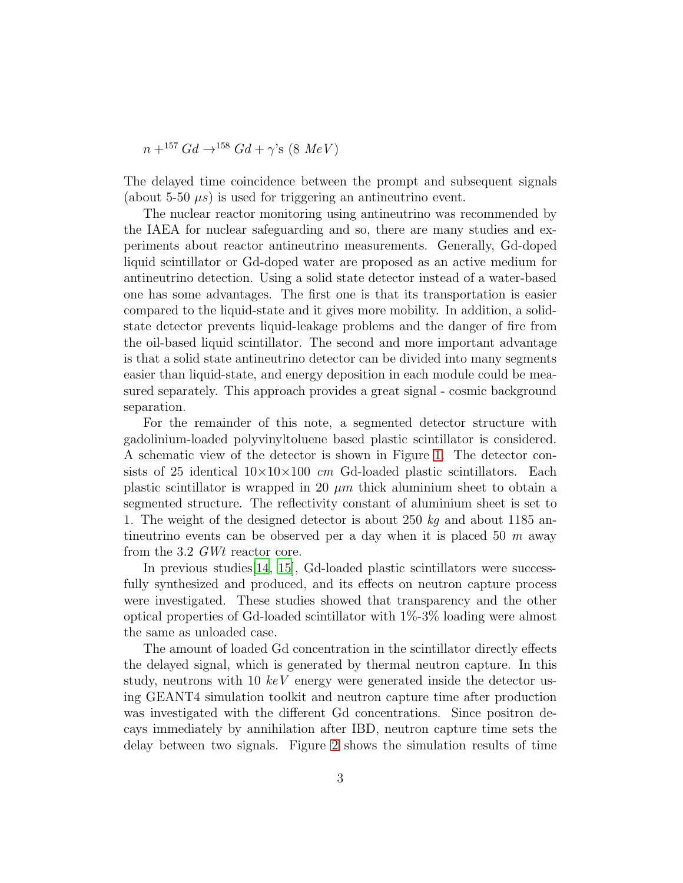$$n + ^{157}Gd \rightarrow ^{158}Gd + \gamma\text{'s } (8\ MeV)$$

The delayed time coincidence between the prompt and subsequent signals (about 5-50 $\mu s$) is used for triggering an antineutrino event.

The nuclear reactor monitoring using antineutrino was recommended by the IAEA for nuclear safeguarding and so, there are many studies and experiments about reactor antineutrino measurements. Generally, Gd-doped liquid scintillator or Gd-doped water are proposed as an active medium for antineutrino detection. Using a solid state detector instead of a water-based one has some advantages. The first one is that its transportation is easier compared to the liquid-state and it gives more mobility. In addition, a solid-state detector prevents liquid-leakage problems and the danger of fire from the oil-based liquid scintillator. The second and more important advantage is that a solid state antineutrino detector can be divided into many segments easier than liquid-state, and energy deposition in each module could be measured separately. This approach provides a great signal - cosmic background separation.

For the remainder of this note, a segmented detector structure with gadolinium-loaded polyvinyltoluene based plastic scintillator is considered. A schematic view of the detector is shown in Figure 1. The detector consists of 25 identical $10\times10\times100$ $cm$ Gd-loaded plastic scintillators. Each plastic scintillator is wrapped in 20 $\mu m$ thick aluminium sheet to obtain a segmented structure. The reflectivity constant of aluminium sheet is set to 1. The weight of the designed detector is about 250 $kg$ and about 1185 antineutrino events can be observed per a day when it is placed 50 $m$ away from the 3.2 $GWt$ reactor core.

In previous studies[14, 15], Gd-loaded plastic scintillators were successfully synthesized and produced, and its effects on neutron capture process were investigated. These studies showed that transparency and the other optical properties of Gd-loaded scintillator with 1%-3% loading were almost the same as unloaded case.

The amount of loaded Gd concentration in the scintillator directly effects the delayed signal, which is generated by thermal neutron capture. In this study, neutrons with 10 $keV$ energy were generated inside the detector using GEANT4 simulation toolkit and neutron capture time after production was investigated with the different Gd concentrations. Since positron decays immediately by annihilation after IBD, neutron capture time sets the delay between two signals. Figure 2 shows the simulation results of time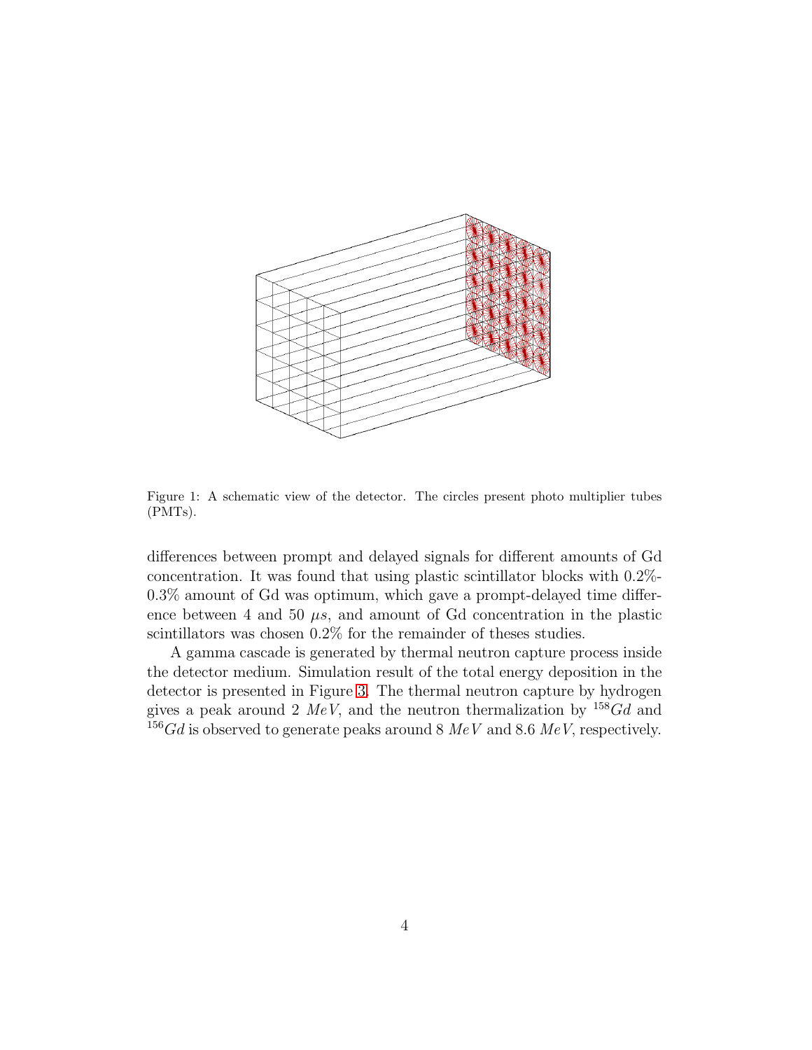Figure 1: A schematic view of the detector. The circles present photo multiplier tubes (PMTs).

differences between prompt and delayed signals for different amounts of Gd concentration. It was found that using plastic scintillator blocks with 0.2%-0.3% amount of Gd was optimum, which gave a prompt-delayed time difference between 4 and 50 $\mu s$, and amount of Gd concentration in the plastic scintillators was chosen 0.2% for the remainder of theses studies.

A gamma cascade is generated by thermal neutron capture process inside the detector medium. Simulation result of the total energy deposition in the detector is presented in Figure 3. The thermal neutron capture by hydrogen gives a peak around 2 $MeV$, and the neutron thermalization by $^{158}Gd$ and $^{156}Gd$ is observed to generate peaks around 8 $MeV$ and 8.6 $MeV$, respectively.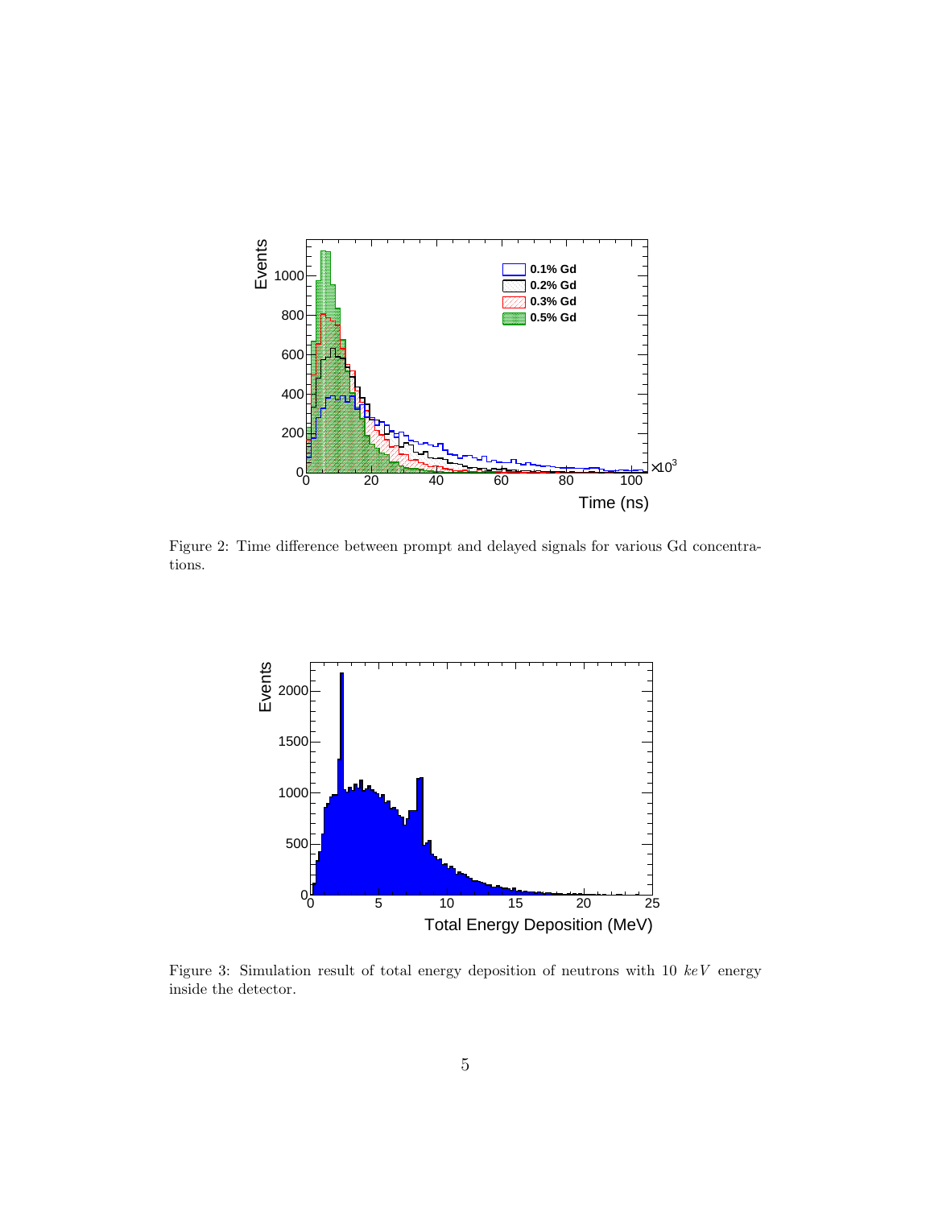Figure 2: Time difference between prompt and delayed signals for various Gd concentrations.

Figure 3: Simulation result of total energy deposition of neutrons with 10 $keV$ energy inside the detector.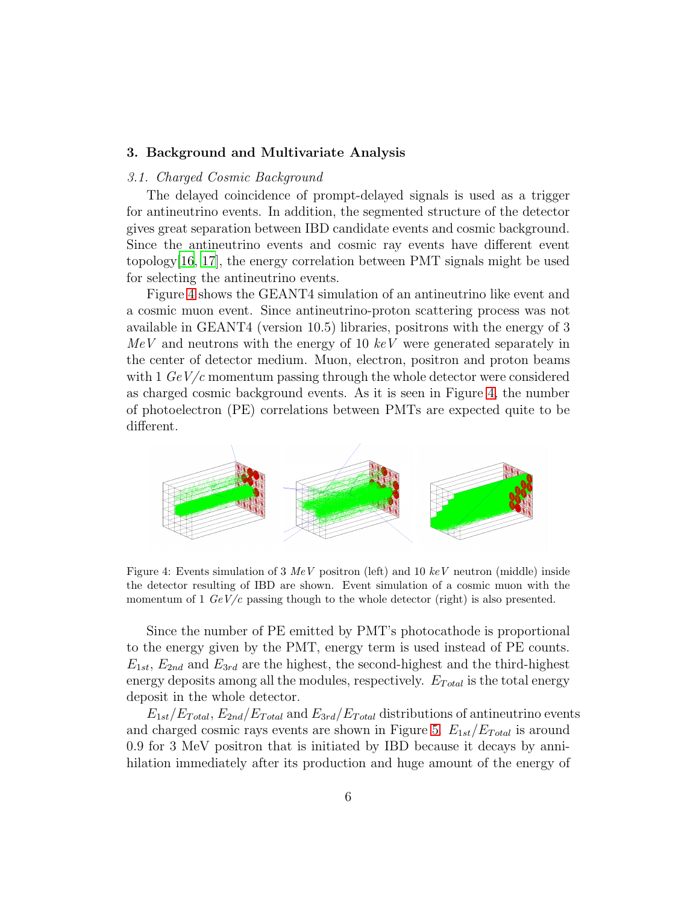## 3. Background and Multivariate Analysis

### *3.1. Charged Cosmic Background*

The delayed coincidence of prompt-delayed signals is used as a trigger for antineutrino events. In addition, the segmented structure of the detector gives great separation between IBD candidate events and cosmic background. Since the antineutrino events and cosmic ray events have different event topology[16, 17], the energy correlation between PMT signals might be used for selecting the antineutrino events.

Figure 4 shows the GEANT4 simulation of an antineutrino like event and a cosmic muon event. Since antineutrino-proton scattering process was not available in GEANT4 (version 10.5) libraries, positrons with the energy of 3 $MeV$ and neutrons with the energy of 10 $keV$ were generated separately in the center of detector medium. Muon, electron, positron and proton beams with 1 $GeV/c$ momentum passing through the whole detector were considered as charged cosmic background events. As it is seen in Figure 4, the number of photoelectron (PE) correlations between PMTs are expected quite to be different.

Figure 4: Events simulation of 3 $MeV$ positron (left) and 10 $keV$ neutron (middle) inside the detector resulting of IBD are shown. Event simulation of a cosmic muon with the momentum of 1 $GeV/c$ passing though to the whole detector (right) is also presented.

Since the number of PE emitted by PMT's photocathode is proportional to the energy given by the PMT, energy term is used instead of PE counts. $E_{1st}$, $E_{2nd}$ and $E_{3rd}$ are the highest, the second-highest and the third-highest energy deposits among all the modules, respectively. $E_{Total}$ is the total energy deposit in the whole detector.

$E_{1st}/E_{Total}$, $E_{2nd}/E_{Total}$ and $E_{3rd}/E_{Total}$ distributions of antineutrino events and charged cosmic rays events are shown in Figure 5. $E_{1st}/E_{Total}$ is around 0.9 for 3 MeV positron that is initiated by IBD because it decays by annihilation immediately after its production and huge amount of the energy of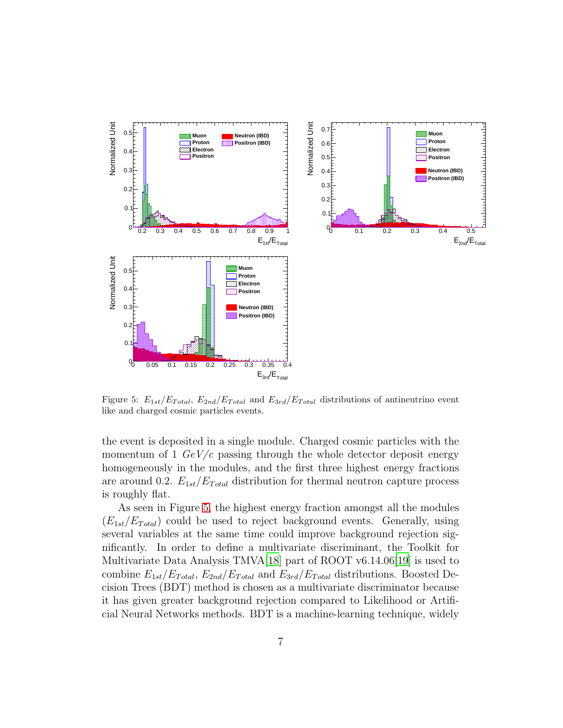Figure 5: $E_{1st}/E_{Total}$, $E_{2nd}/E_{Total}$ and $E_{3rd}/E_{Total}$ distributions of antineutrino event like and charged cosmic particles events.

the event is deposited in a single module. Charged cosmic particles with the momentum of 1 $GeV/c$ passing through the whole detector deposit energy homogeneously in the modules, and the first three highest energy fractions are around 0.2. $E_{1st}/E_{Total}$ distribution for thermal neutron capture process is roughly flat.

As seen in Figure 5, the highest energy fraction amongst all the modules ($E_{1st}/E_{Total}$) could be used to reject background events. Generally, using several variables at the same time could improve background rejection significantly. In order to define a multivariate discriminant, the Toolkit for Multivariate Data Analysis TMVA[18] part of ROOT v6.14.06[19] is used to combine $E_{1st}/E_{Total}$, $E_{2nd}/E_{Total}$ and $E_{3rd}/E_{Total}$ distributions. Boosted Decision Trees (BDT) method is chosen as a multivariate discriminator because it has given greater background rejection compared to Likelihood or Artificial Neural Networks methods. BDT is a machine-learning technique, widely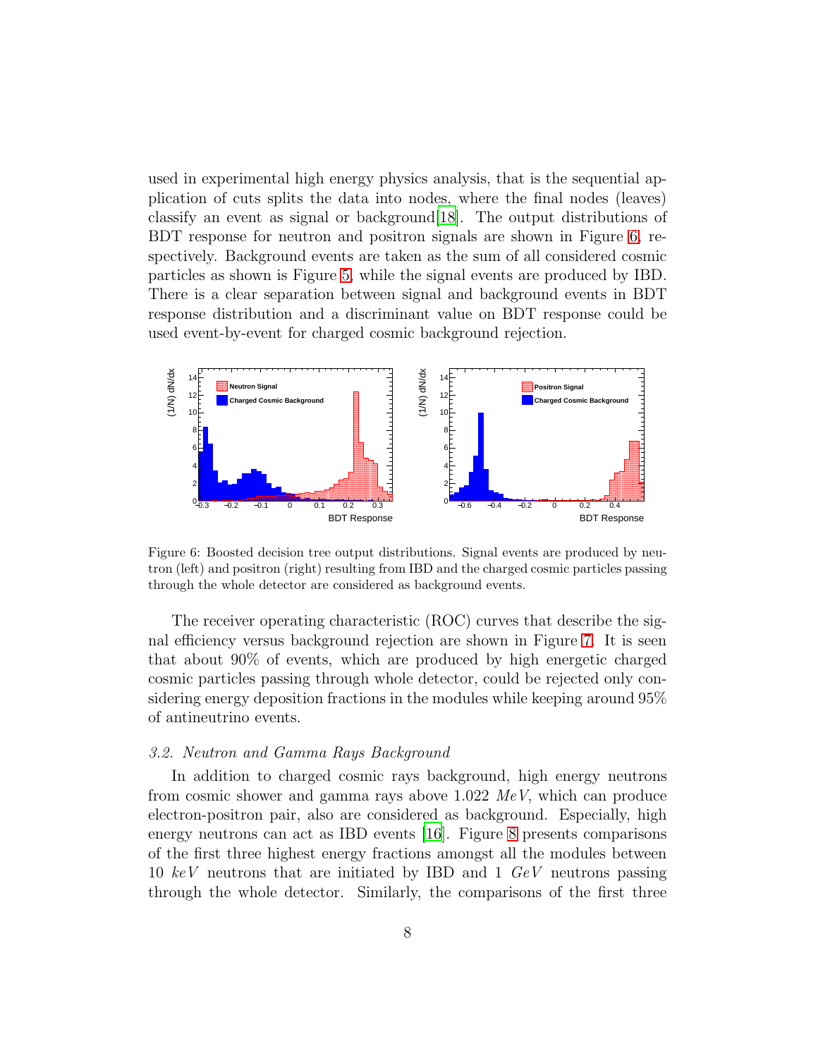used in experimental high energy physics analysis, that is the sequential application of cuts splits the data into nodes, where the final nodes (leaves) classify an event as signal or background[18]. The output distributions of BDT response for neutron and positron signals are shown in Figure 6, respectively. Background events are taken as the sum of all considered cosmic particles as shown is Figure 5, while the signal events are produced by IBD. There is a clear separation between signal and background events in BDT response distribution and a discriminant value on BDT response could be used event-by-event for charged cosmic background rejection.

Figure 6: Boosted decision tree output distributions. Signal events are produced by neutron (left) and positron (right) resulting from IBD and the charged cosmic particles passing through the whole detector are considered as background events.

The receiver operating characteristic (ROC) curves that describe the signal efficiency versus background rejection are shown in Figure 7. It is seen that about 90% of events, which are produced by high energetic charged cosmic particles passing through whole detector, could be rejected only considering energy deposition fractions in the modules while keeping around 95% of antineutrino events.

### *3.2. Neutron and Gamma Rays Background*

In addition to charged cosmic rays background, high energy neutrons from cosmic shower and gamma rays above 1.022 $MeV$, which can produce electron-positron pair, also are considered as background. Especially, high energy neutrons can act as IBD events [16]. Figure 8 presents comparisons of the first three highest energy fractions amongst all the modules between 10 $keV$ neutrons that are initiated by IBD and 1 $GeV$ neutrons passing through the whole detector. Similarly, the comparisons of the first three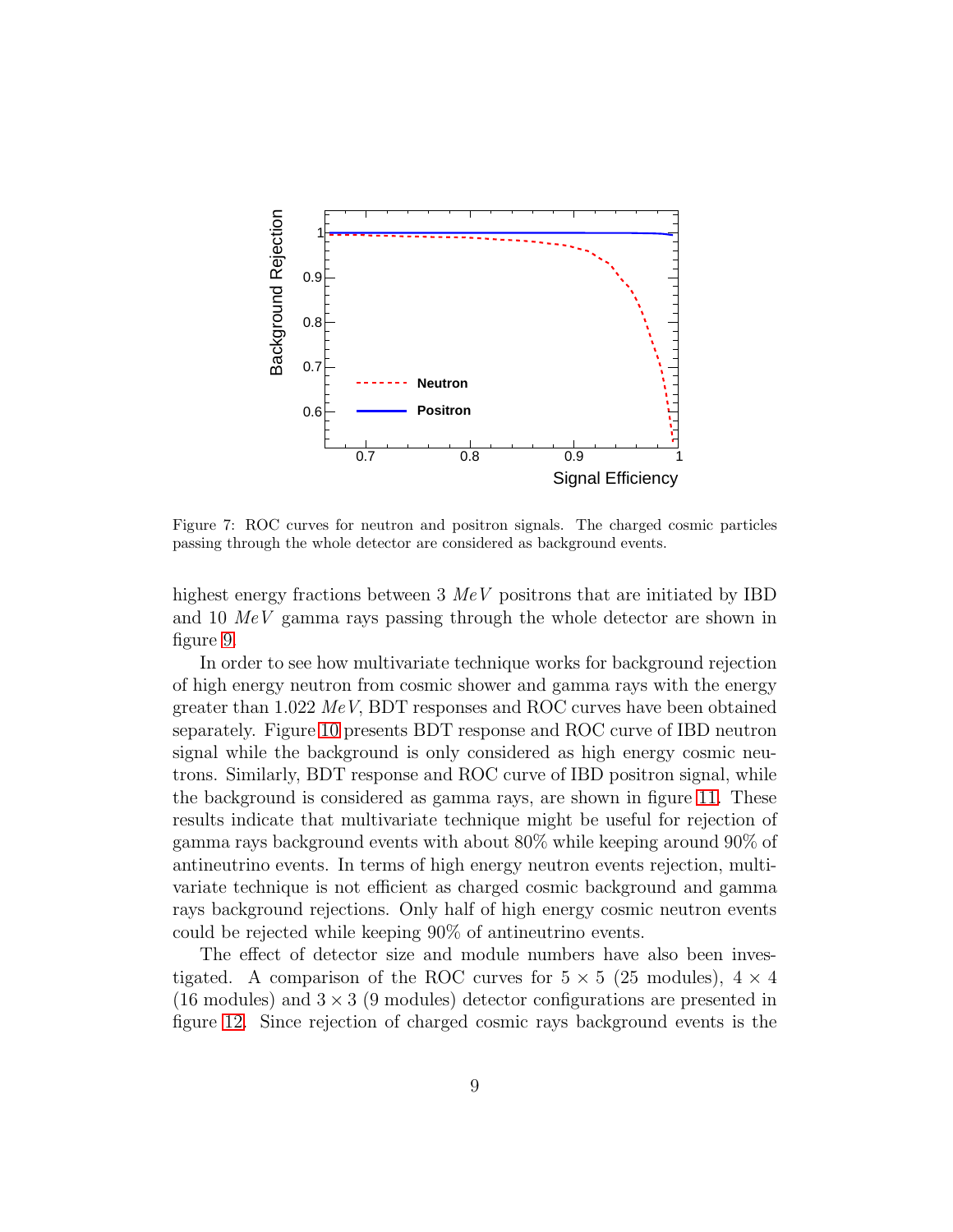Figure 7: ROC curves for neutron and positron signals. The charged cosmic particles passing through the whole detector are considered as background events.

highest energy fractions between 3 $MeV$ positrons that are initiated by IBD and 10 $MeV$ gamma rays passing through the whole detector are shown in figure 9.

In order to see how multivariate technique works for background rejection of high energy neutron from cosmic shower and gamma rays with the energy greater than 1.022 $MeV$, BDT responses and ROC curves have been obtained separately. Figure 10 presents BDT response and ROC curve of IBD neutron signal while the background is only considered as high energy cosmic neutrons. Similarly, BDT response and ROC curve of IBD positron signal, while the background is considered as gamma rays, are shown in figure 11. These results indicate that multivariate technique might be useful for rejection of gamma rays background events with about 80% while keeping around 90% of antineutrino events. In terms of high energy neutron events rejection, multivariate technique is not efficient as charged cosmic background and gamma rays background rejections. Only half of high energy cosmic neutron events could be rejected while keeping 90% of antineutrino events.

The effect of detector size and module numbers have also been investigated. A comparison of the ROC curves for $5 \times 5$ (25 modules), $4 \times 4$ (16 modules) and $3 \times 3$ (9 modules) detector configurations are presented in figure 12. Since rejection of charged cosmic rays background events is the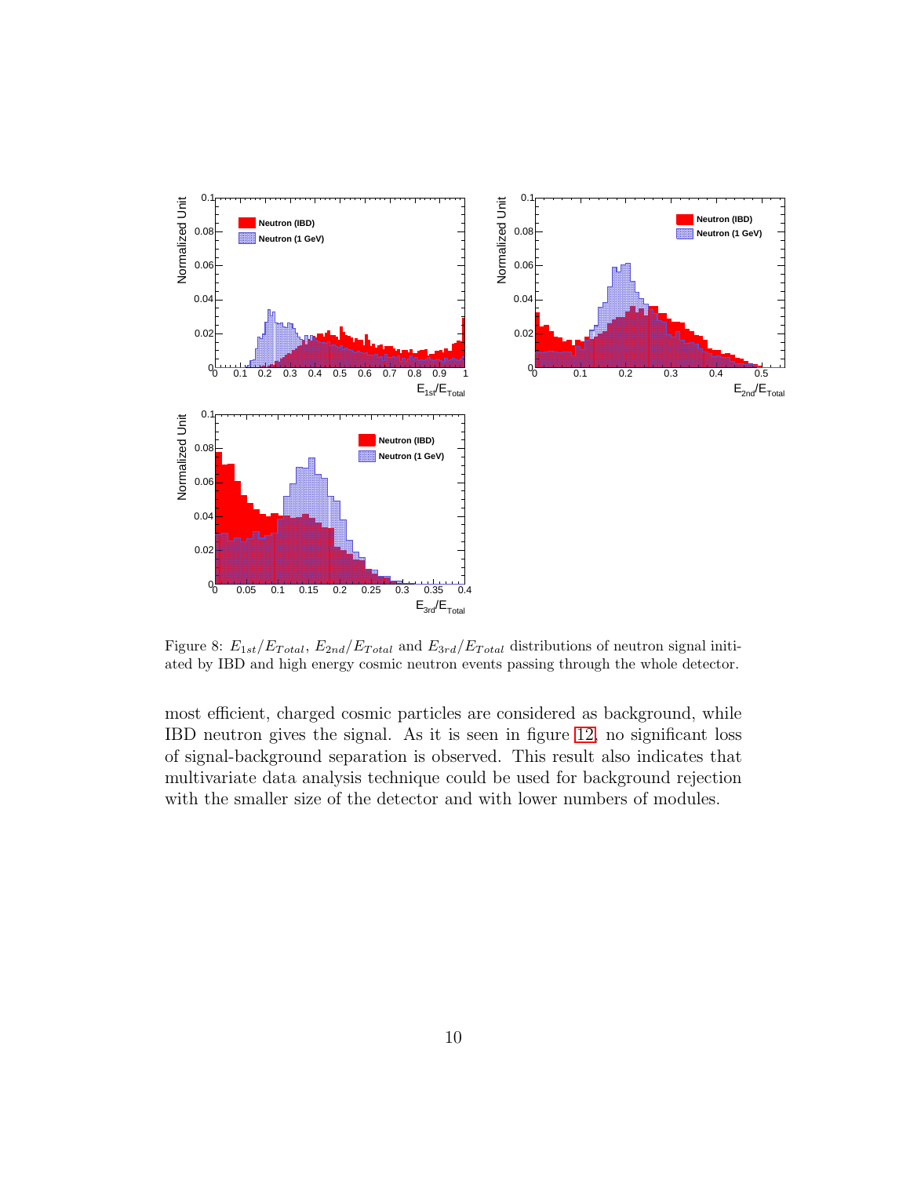Figure 8: $E_{1st}/E_{Total}$, $E_{2nd}/E_{Total}$ and $E_{3rd}/E_{Total}$ distributions of neutron signal initiated by IBD and high energy cosmic neutron events passing through the whole detector.

most efficient, charged cosmic particles are considered as background, while IBD neutron gives the signal. As it is seen in figure 12, no significant loss of signal-background separation is observed. This result also indicates that multivariate data analysis technique could be used for background rejection with the smaller size of the detector and with lower numbers of modules.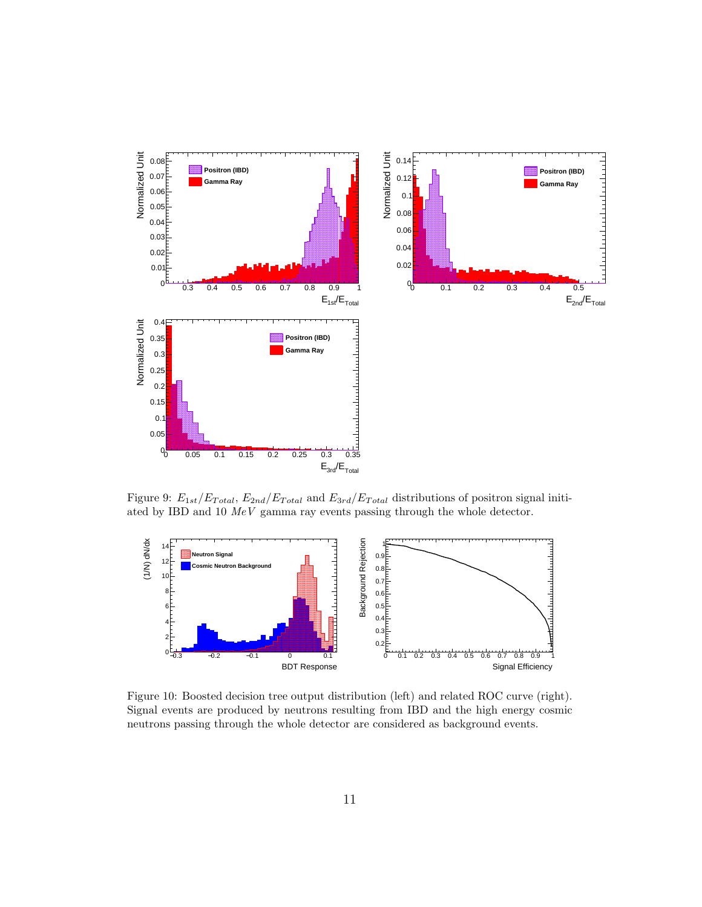Figure 9: $E_{1st}/E_{Total}$, $E_{2nd}/E_{Total}$ and $E_{3rd}/E_{Total}$ distributions of positron signal initiated by IBD and 10 $MeV$ gamma ray events passing through the whole detector.

Figure 10: Boosted decision tree output distribution (left) and related ROC curve (right). Signal events are produced by neutrons resulting from IBD and the high energy cosmic neutrons passing through the whole detector are considered as background events.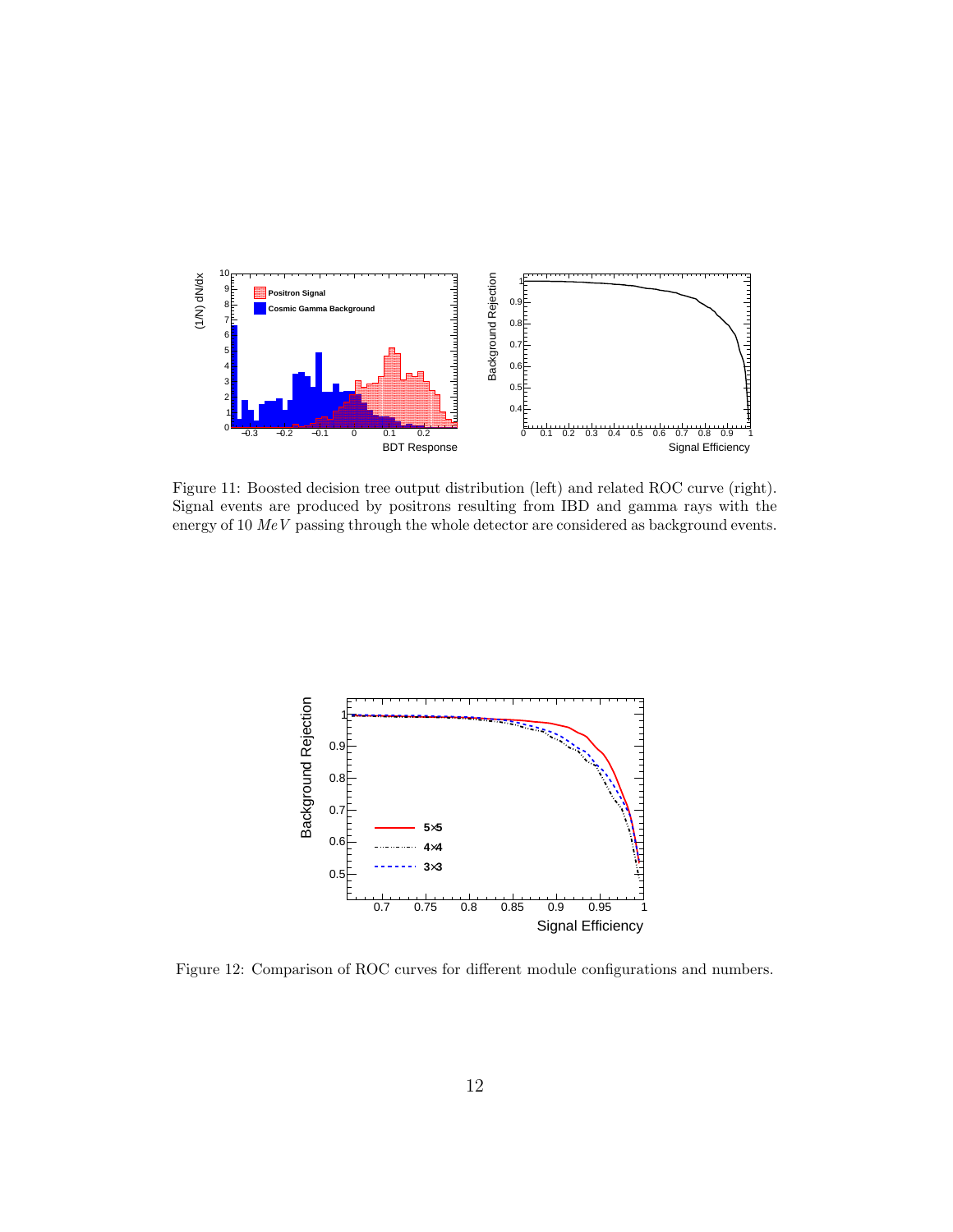Figure 11: Boosted decision tree output distribution (left) and related ROC curve (right). Signal events are produced by positrons resulting from IBD and gamma rays with the energy of 10 $MeV$ passing through the whole detector are considered as background events.

Figure 12: Comparison of ROC curves for different module configurations and numbers.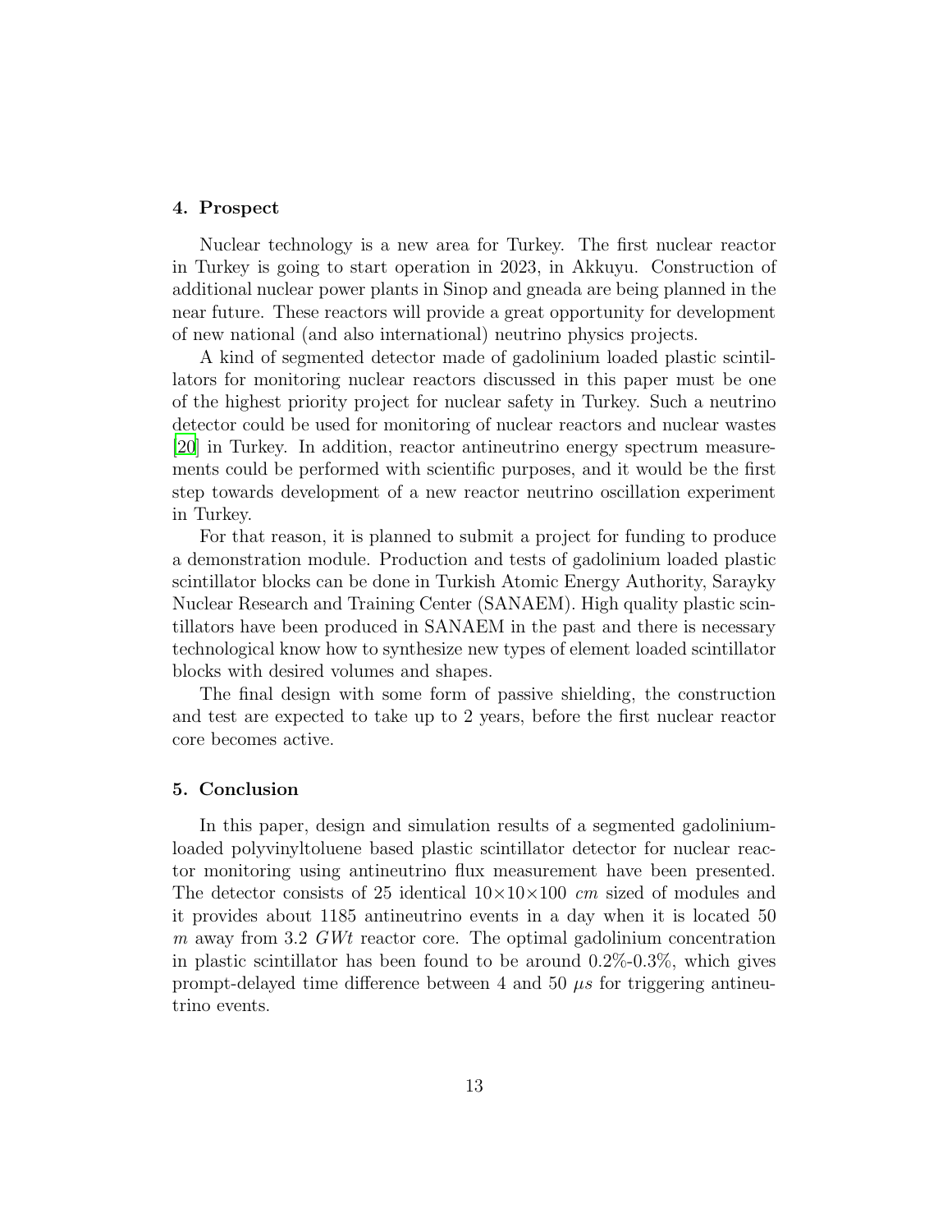## 4. Prospect

Nuclear technology is a new area for Turkey. The first nuclear reactor in Turkey is going to start operation in 2023, in Akkuyu. Construction of additional nuclear power plants in Sinop and gneada are being planned in the near future. These reactors will provide a great opportunity for development of new national (and also international) neutrino physics projects.

A kind of segmented detector made of gadolinium loaded plastic scintillators for monitoring nuclear reactors discussed in this paper must be one of the highest priority project for nuclear safety in Turkey. Such a neutrino detector could be used for monitoring of nuclear reactors and nuclear wastes [20] in Turkey. In addition, reactor antineutrino energy spectrum measurements could be performed with scientific purposes, and it would be the first step towards development of a new reactor neutrino oscillation experiment in Turkey.

For that reason, it is planned to submit a project for funding to produce a demonstration module. Production and tests of gadolinium loaded plastic scintillator blocks can be done in Turkish Atomic Energy Authority, Sarayky Nuclear Research and Training Center (SANAEM). High quality plastic scintillators have been produced in SANAEM in the past and there is necessary technological know how to synthesize new types of element loaded scintillator blocks with desired volumes and shapes.

The final design with some form of passive shielding, the construction and test are expected to take up to 2 years, before the first nuclear reactor core becomes active.

## 5. Conclusion

In this paper, design and simulation results of a segmented gadolinium-loaded polyvinyltoluene based plastic scintillator detector for nuclear reactor monitoring using antineutrino flux measurement have been presented. The detector consists of 25 identical $10\times10\times100$ $cm$ sized of modules and it provides about 1185 antineutrino events in a day when it is located 50 $m$ away from 3.2 $GWt$ reactor core. The optimal gadolinium concentration in plastic scintillator has been found to be around 0.2%-0.3%, which gives prompt-delayed time difference between 4 and 50 $\mu s$ for triggering antineutrino events.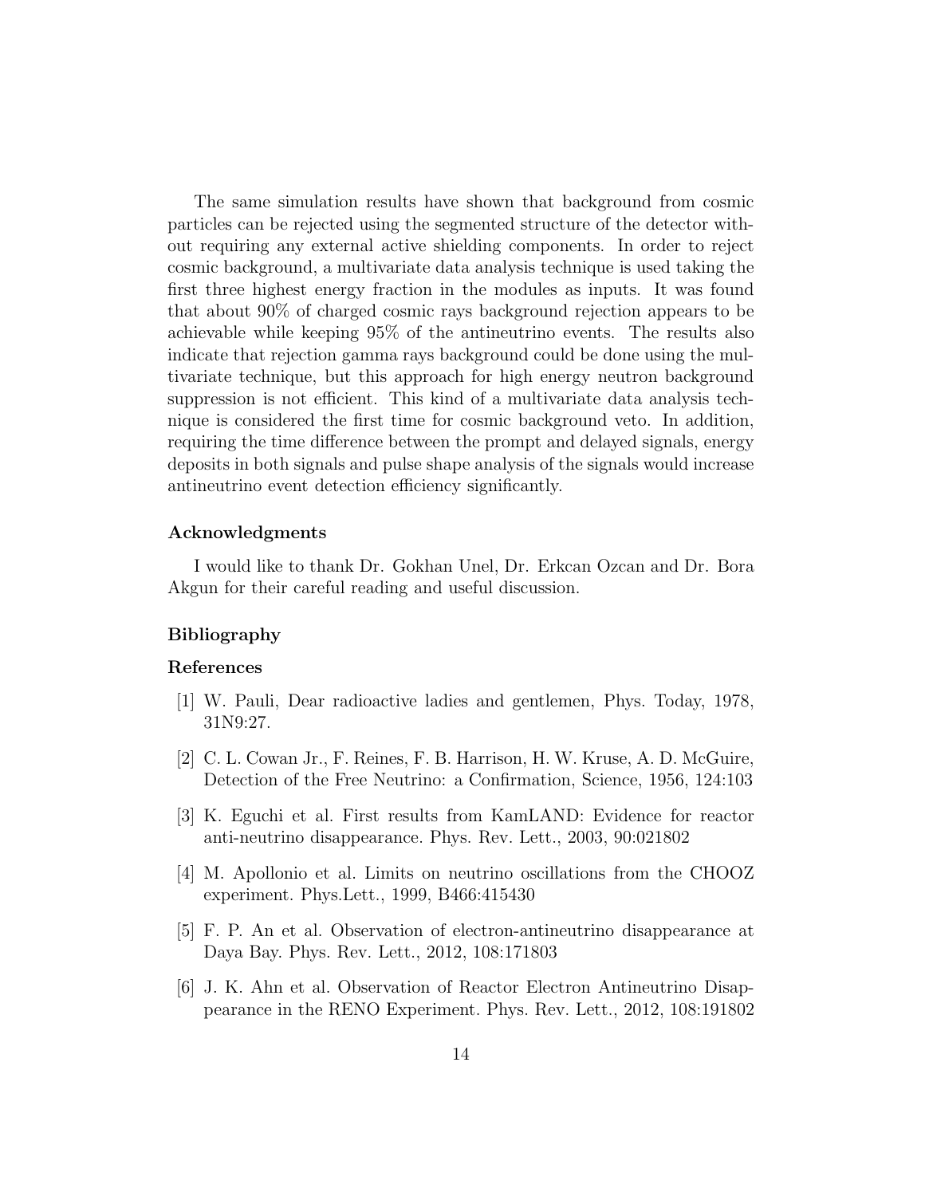The same simulation results have shown that background from cosmic particles can be rejected using the segmented structure of the detector without requiring any external active shielding components. In order to reject cosmic background, a multivariate data analysis technique is used taking the first three highest energy fraction in the modules as inputs. It was found that about 90% of charged cosmic rays background rejection appears to be achievable while keeping 95% of the antineutrino events. The results also indicate that rejection gamma rays background could be done using the multivariate technique, but this approach for high energy neutron background suppression is not efficient. This kind of a multivariate data analysis technique is considered the first time for cosmic background veto. In addition, requiring the time difference between the prompt and delayed signals, energy deposits in both signals and pulse shape analysis of the signals would increase antineutrino event detection efficiency significantly.

### Acknowledgments

I would like to thank Dr. Gokhan Unel, Dr. Erkcan Ozcan and Dr. Bora Akgun for their careful reading and useful discussion.

### Bibliography

### References

[1] W. Pauli, Dear radioactive ladies and gentlemen, Phys. Today, 1978, 31N9:27.

[2] C. L. Cowan Jr., F. Reines, F. B. Harrison, H. W. Kruse, A. D. McGuire, Detection of the Free Neutrino: a Confirmation, Science, 1956, 124:103

[3] K. Eguchi et al. First results from KamLAND: Evidence for reactor anti-neutrino disappearance. Phys. Rev. Lett., 2003, 90:021802

[4] M. Apollonio et al. Limits on neutrino oscillations from the CHOOZ experiment. Phys.Lett., 1999, B466:415430

[5] F. P. An et al. Observation of electron-antineutrino disappearance at Daya Bay. Phys. Rev. Lett., 2012, 108:171803

[6] J. K. Ahn et al. Observation of Reactor Electron Antineutrino Disappearance in the RENO Experiment. Phys. Rev. Lett., 2012, 108:191802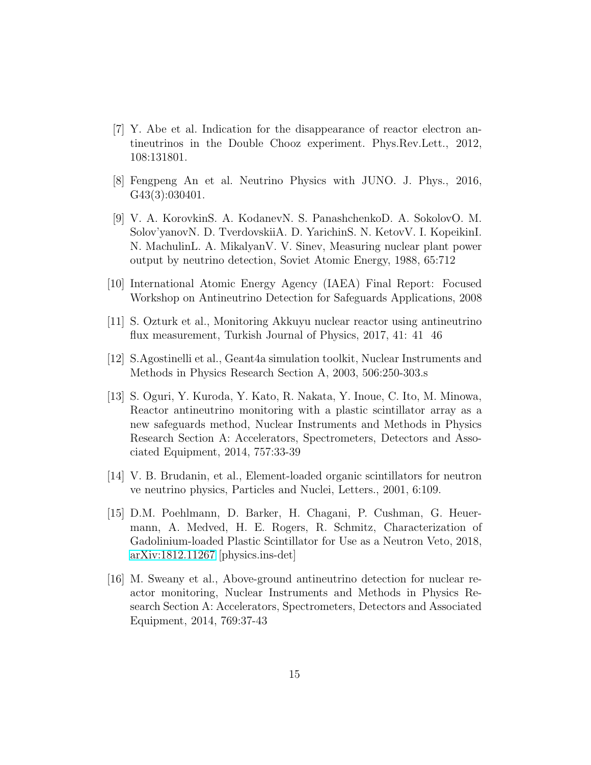[7] Y. Abe et al. Indication for the disappearance of reactor electron antineutrinos in the Double Chooz experiment. Phys.Rev.Lett., 2012, 108:131801.

[8] Fengpeng An et al. Neutrino Physics with JUNO. J. Phys., 2016, G43(3):030401.

[9] V. A. KorovkinS. A. KodanevN. S. PanashchenkoD. A. SokolovO. M. Solov'yanovN. D. TverdovskiiA. D. YarichinS. N. KetovV. I. KopeikinI. N. MachulinL. A. MikalyanV. V. Sinev, Measuring nuclear plant power output by neutrino detection, Soviet Atomic Energy, 1988, 65:712

[10] International Atomic Energy Agency (IAEA) Final Report: Focused Workshop on Antineutrino Detection for Safeguards Applications, 2008

[11] S. Ozturk et al., Monitoring Akkuyu nuclear reactor using antineutrino flux measurement, Turkish Journal of Physics, 2017, 41: 41 46

[12] S.Agostinelli et al., Geant4a simulation toolkit, Nuclear Instruments and Methods in Physics Research Section A, 2003, 506:250-303.s

[13] S. Oguri, Y. Kuroda, Y. Kato, R. Nakata, Y. Inoue, C. Ito, M. Minowa, Reactor antineutrino monitoring with a plastic scintillator array as a new safeguards method, Nuclear Instruments and Methods in Physics Research Section A: Accelerators, Spectrometers, Detectors and Associated Equipment, 2014, 757:33-39

[14] V. B. Brudanin, et al., Element-loaded organic scintillators for neutron ve neutrino physics, Particles and Nuclei, Letters., 2001, 6:109.

[15] D.M. Poehlmann, D. Barker, H. Chagani, P. Cushman, G. Heuermann, A. Medved, H. E. Rogers, R. Schmitz, Characterization of Gadolinium-loaded Plastic Scintillator for Use as a Neutron Veto, 2018, arXiv:1812.11267 [physics.ins-det]

[16] M. Sweany et al., Above-ground antineutrino detection for nuclear reactor monitoring, Nuclear Instruments and Methods in Physics Research Section A: Accelerators, Spectrometers, Detectors and Associated Equipment, 2014, 769:37-43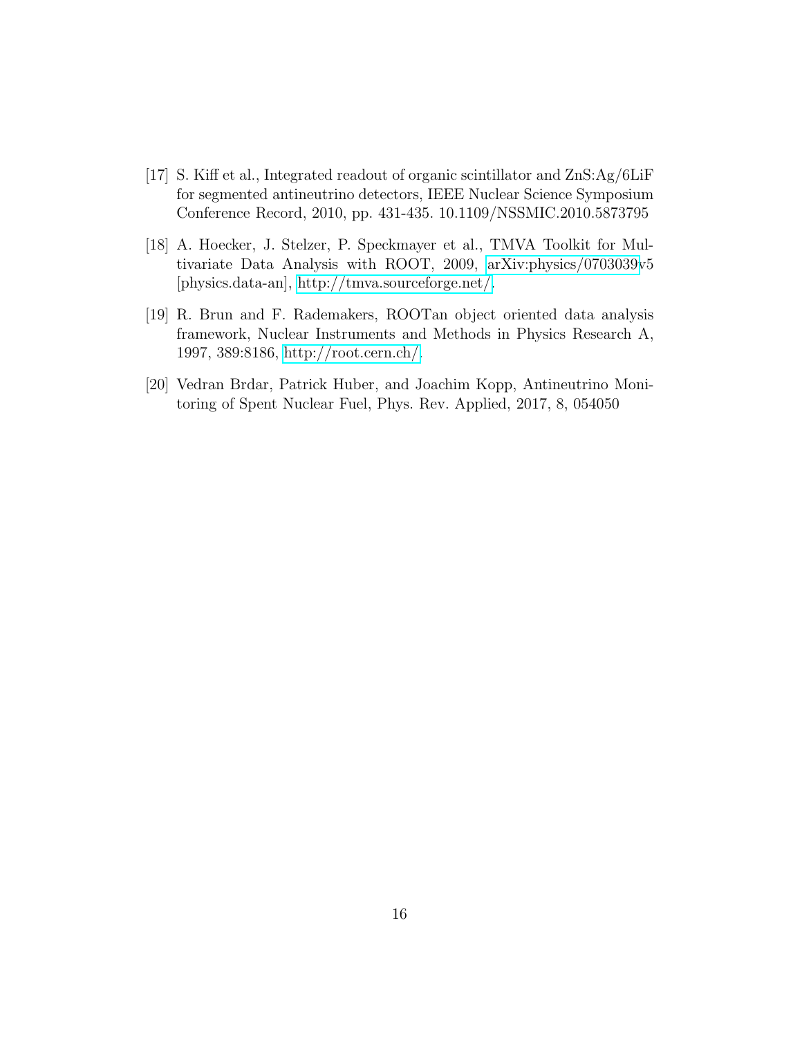[17] S. Kiff et al., Integrated readout of organic scintillator and ZnS:Ag/6LiF for segmented antineutrino detectors, IEEE Nuclear Science Symposium Conference Record, 2010, pp. 431-435. 10.1109/NSSMIC.2010.5873795

[18] A. Hoecker, J. Stelzer, P. Speckmayer et al., TMVA Toolkit for Multivariate Data Analysis with ROOT, 2009, arXiv:physics/0703039v5 [physics.data-an], http://tmva.sourceforge.net/.

[19] R. Brun and F. Rademakers, ROOTan object oriented data analysis framework, Nuclear Instruments and Methods in Physics Research A, 1997, 389:8186, http://root.cern.ch/.

[20] Vedran Brdar, Patrick Huber, and Joachim Kopp, Antineutrino Monitoring of Spent Nuclear Fuel, Phys. Rev. Applied, 2017, 8, 054050